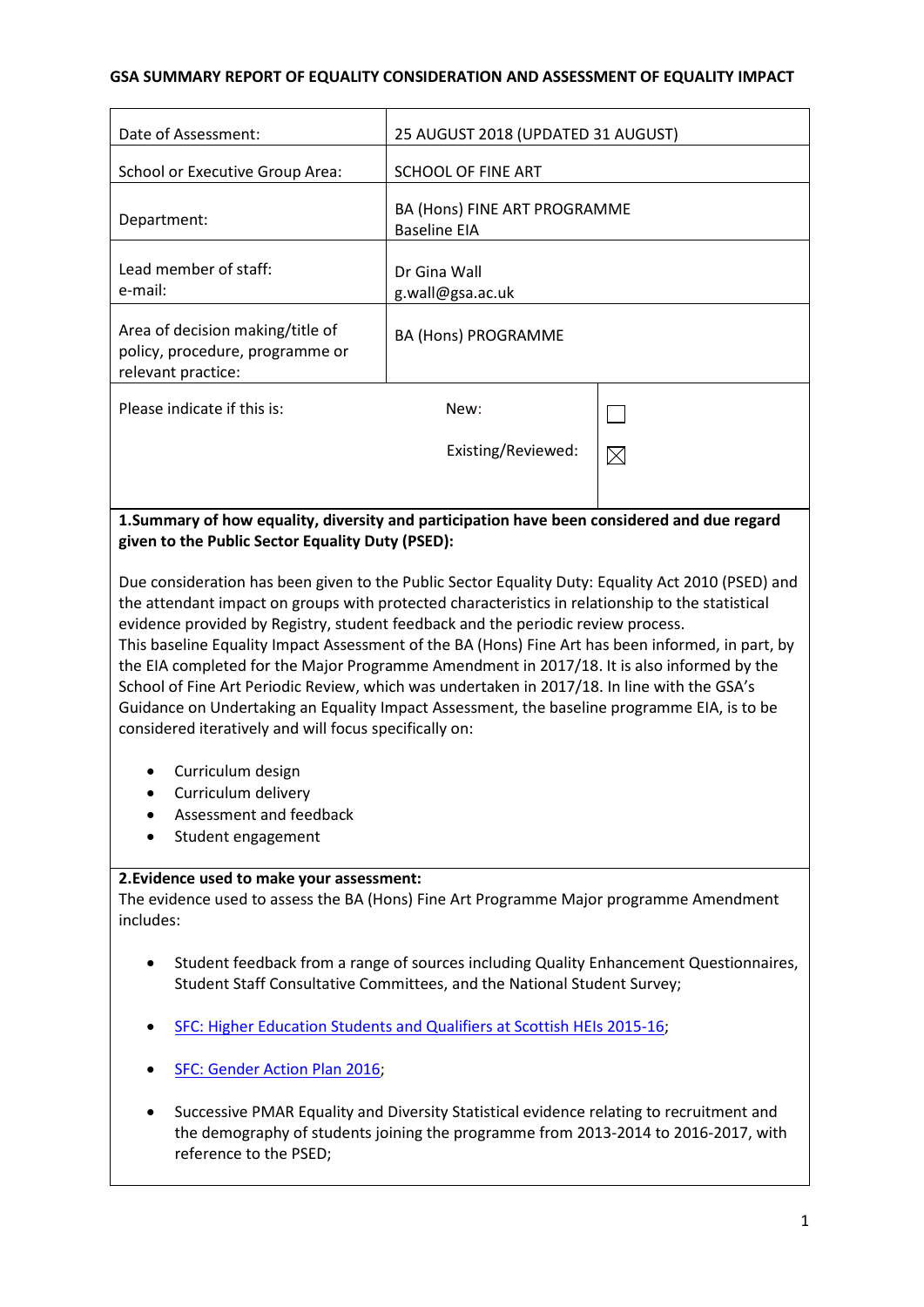**GSA SUMMARY REPORT OF EQUALITY CONSIDERATION AND ASSESSMENT OF EQUALITY IMPACT**

| | | |
|---|---|---|
| Date of Assessment: | 25 AUGUST 2018 (UPDATED 31 AUGUST) | |
| School or Executive Group Area: | SCHOOL OF FINE ART | |
| Department: | BA (Hons) FINE ART PROGRAMME<br>Baseline EIA | |
| Lead member of staff:<br>e-mail: | Dr Gina Wall<br>g.wall@gsa.ac.uk | |
| Area of decision making/title of policy, procedure, programme or relevant practice: | BA (Hons) PROGRAMME | |
| Please indicate if this is: | New: | ☐ |
| | Existing/Reviewed: | ☒ |

**1.Summary of how equality, diversity and participation have been considered and due regard given to the Public Sector Equality Duty (PSED):**

Due consideration has been given to the Public Sector Equality Duty: Equality Act 2010 (PSED) and the attendant impact on groups with protected characteristics in relationship to the statistical evidence provided by Registry, student feedback and the periodic review process.
This baseline Equality Impact Assessment of the BA (Hons) Fine Art has been informed, in part, by the EIA completed for the Major Programme Amendment in 2017/18. It is also informed by the School of Fine Art Periodic Review, which was undertaken in 2017/18. In line with the GSA's Guidance on Undertaking an Equality Impact Assessment, the baseline programme EIA, is to be considered iteratively and will focus specifically on:

- Curriculum design
- Curriculum delivery
- Assessment and feedback
- Student engagement

**2.Evidence used to make your assessment:**
The evidence used to assess the BA (Hons) Fine Art Programme Major programme Amendment includes:

- Student feedback from a range of sources including Quality Enhancement Questionnaires, Student Staff Consultative Committees, and the National Student Survey;
- SFC: Higher Education Students and Qualifiers at Scottish HEIs 2015-16;
- SFC: Gender Action Plan 2016;
- Successive PMAR Equality and Diversity Statistical evidence relating to recruitment and the demography of students joining the programme from 2013-2014 to 2016-2017, with reference to the PSED;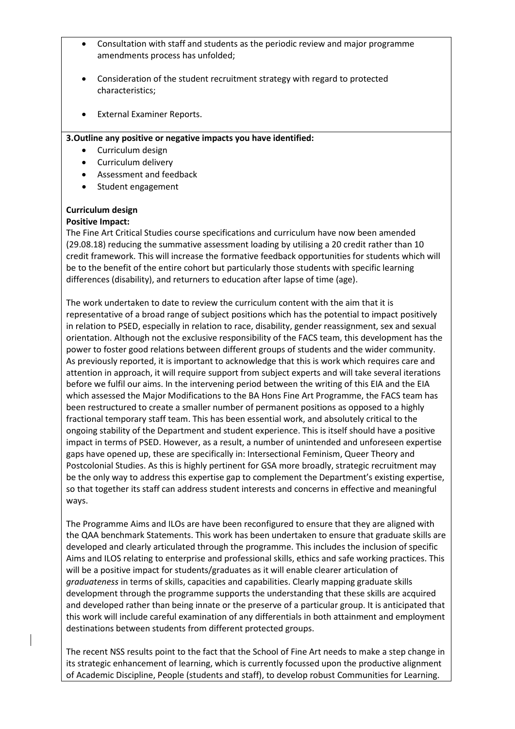- Consultation with staff and students as the periodic review and major programme amendments process has unfolded;
- Consideration of the student recruitment strategy with regard to protected characteristics;
- External Examiner Reports.

**3.Outline any positive or negative impacts you have identified:**

- Curriculum design
- Curriculum delivery
- Assessment and feedback
- Student engagement

**Curriculum design**

**Positive Impact:**

The Fine Art Critical Studies course specifications and curriculum have now been amended (29.08.18) reducing the summative assessment loading by utilising a 20 credit rather than 10 credit framework. This will increase the formative feedback opportunities for students which will be to the benefit of the entire cohort but particularly those students with specific learning differences (disability), and returners to education after lapse of time (age).

The work undertaken to date to review the curriculum content with the aim that it is representative of a broad range of subject positions which has the potential to impact positively in relation to PSED, especially in relation to race, disability, gender reassignment, sex and sexual orientation. Although not the exclusive responsibility of the FACS team, this development has the power to foster good relations between different groups of students and the wider community. As previously reported, it is important to acknowledge that this is work which requires care and attention in approach, it will require support from subject experts and will take several iterations before we fulfil our aims. In the intervening period between the writing of this EIA and the EIA which assessed the Major Modifications to the BA Hons Fine Art Programme, the FACS team has been restructured to create a smaller number of permanent positions as opposed to a highly fractional temporary staff team. This has been essential work, and absolutely critical to the ongoing stability of the Department and student experience. This is itself should have a positive impact in terms of PSED. However, as a result, a number of unintended and unforeseen expertise gaps have opened up, these are specifically in: Intersectional Feminism, Queer Theory and Postcolonial Studies. As this is highly pertinent for GSA more broadly, strategic recruitment may be the only way to address this expertise gap to complement the Department's existing expertise, so that together its staff can address student interests and concerns in effective and meaningful ways.

The Programme Aims and ILOs are have been reconfigured to ensure that they are aligned with the QAA benchmark Statements. This work has been undertaken to ensure that graduate skills are developed and clearly articulated through the programme. This includes the inclusion of specific Aims and ILOS relating to enterprise and professional skills, ethics and safe working practices. This will be a positive impact for students/graduates as it will enable clearer articulation of *graduateness* in terms of skills, capacities and capabilities. Clearly mapping graduate skills development through the programme supports the understanding that these skills are acquired and developed rather than being innate or the preserve of a particular group. It is anticipated that this work will include careful examination of any differentials in both attainment and employment destinations between students from different protected groups.

The recent NSS results point to the fact that the School of Fine Art needs to make a step change in its strategic enhancement of learning, which is currently focussed upon the productive alignment of Academic Discipline, People (students and staff), to develop robust Communities for Learning.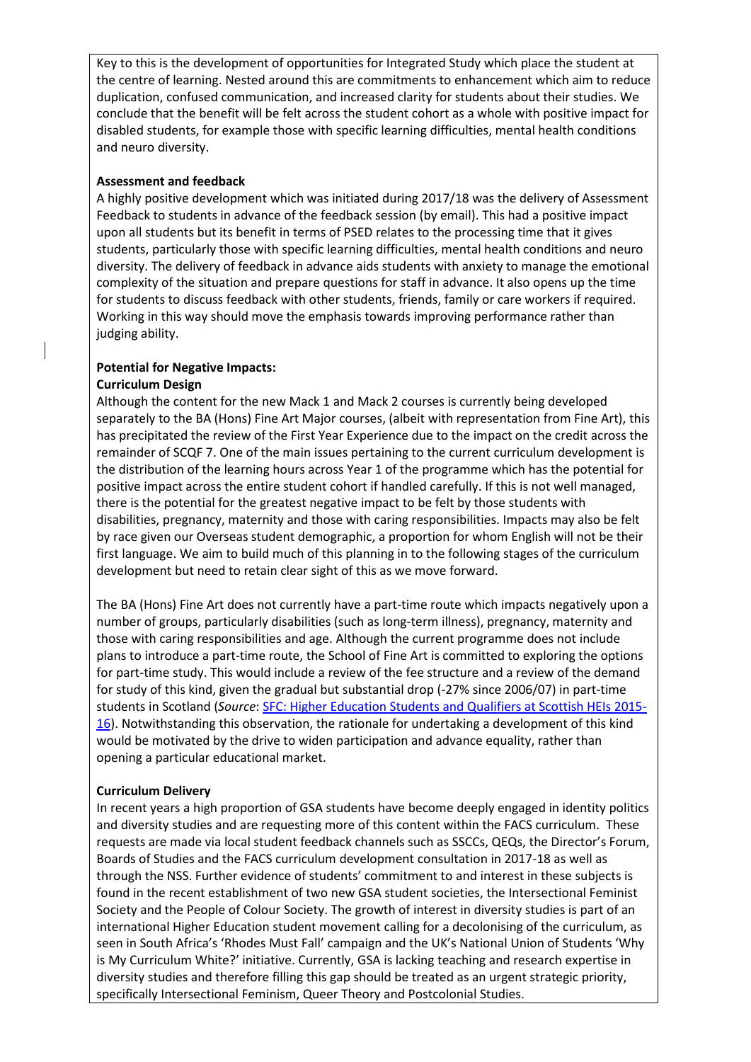Key to this is the development of opportunities for Integrated Study which place the student at the centre of learning. Nested around this are commitments to enhancement which aim to reduce duplication, confused communication, and increased clarity for students about their studies. We conclude that the benefit will be felt across the student cohort as a whole with positive impact for disabled students, for example those with specific learning difficulties, mental health conditions and neuro diversity.

**Assessment and feedback**

A highly positive development which was initiated during 2017/18 was the delivery of Assessment Feedback to students in advance of the feedback session (by email). This had a positive impact upon all students but its benefit in terms of PSED relates to the processing time that it gives students, particularly those with specific learning difficulties, mental health conditions and neuro diversity. The delivery of feedback in advance aids students with anxiety to manage the emotional complexity of the situation and prepare questions for staff in advance. It also opens up the time for students to discuss feedback with other students, friends, family or care workers if required. Working in this way should move the emphasis towards improving performance rather than judging ability.

**Potential for Negative Impacts:**

**Curriculum Design**

Although the content for the new Mack 1 and Mack 2 courses is currently being developed separately to the BA (Hons) Fine Art Major courses, (albeit with representation from Fine Art), this has precipitated the review of the First Year Experience due to the impact on the credit across the remainder of SCQF 7. One of the main issues pertaining to the current curriculum development is the distribution of the learning hours across Year 1 of the programme which has the potential for positive impact across the entire student cohort if handled carefully. If this is not well managed, there is the potential for the greatest negative impact to be felt by those students with disabilities, pregnancy, maternity and those with caring responsibilities. Impacts may also be felt by race given our Overseas student demographic, a proportion for whom English will not be their first language. We aim to build much of this planning in to the following stages of the curriculum development but need to retain clear sight of this as we move forward.

The BA (Hons) Fine Art does not currently have a part-time route which impacts negatively upon a number of groups, particularly disabilities (such as long-term illness), pregnancy, maternity and those with caring responsibilities and age. Although the current programme does not include plans to introduce a part-time route, the School of Fine Art is committed to exploring the options for part-time study. This would include a review of the fee structure and a review of the demand for study of this kind, given the gradual but substantial drop (-27% since 2006/07) in part-time students in Scotland (*Source*: SFC: Higher Education Students and Qualifiers at Scottish HEIs 2015-16). Notwithstanding this observation, the rationale for undertaking a development of this kind would be motivated by the drive to widen participation and advance equality, rather than opening a particular educational market.

**Curriculum Delivery**

In recent years a high proportion of GSA students have become deeply engaged in identity politics and diversity studies and are requesting more of this content within the FACS curriculum. These requests are made via local student feedback channels such as SSCCs, QEQs, the Director's Forum, Boards of Studies and the FACS curriculum development consultation in 2017-18 as well as through the NSS. Further evidence of students' commitment to and interest in these subjects is found in the recent establishment of two new GSA student societies, the Intersectional Feminist Society and the People of Colour Society. The growth of interest in diversity studies is part of an international Higher Education student movement calling for a decolonising of the curriculum, as seen in South Africa's 'Rhodes Must Fall' campaign and the UK's National Union of Students 'Why is My Curriculum White?' initiative. Currently, GSA is lacking teaching and research expertise in diversity studies and therefore filling this gap should be treated as an urgent strategic priority, specifically Intersectional Feminism, Queer Theory and Postcolonial Studies.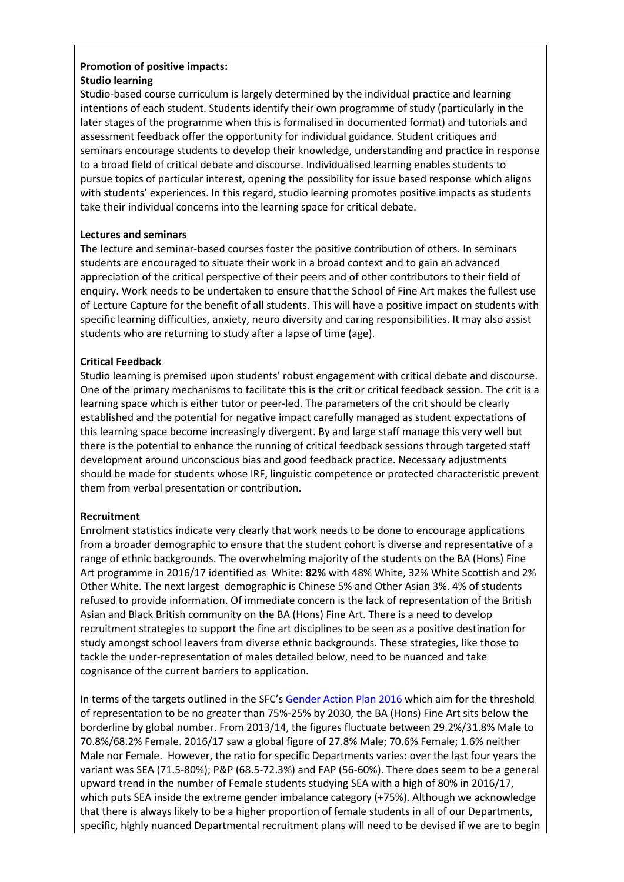**Promotion of positive impacts:**
**Studio learning**

Studio-based course curriculum is largely determined by the individual practice and learning intentions of each student. Students identify their own programme of study (particularly in the later stages of the programme when this is formalised in documented format) and tutorials and assessment feedback offer the opportunity for individual guidance. Student critiques and seminars encourage students to develop their knowledge, understanding and practice in response to a broad field of critical debate and discourse. Individualised learning enables students to pursue topics of particular interest, opening the possibility for issue based response which aligns with students' experiences. In this regard, studio learning promotes positive impacts as students take their individual concerns into the learning space for critical debate.

**Lectures and seminars**

The lecture and seminar-based courses foster the positive contribution of others. In seminars students are encouraged to situate their work in a broad context and to gain an advanced appreciation of the critical perspective of their peers and of other contributors to their field of enquiry. Work needs to be undertaken to ensure that the School of Fine Art makes the fullest use of Lecture Capture for the benefit of all students. This will have a positive impact on students with specific learning difficulties, anxiety, neuro diversity and caring responsibilities. It may also assist students who are returning to study after a lapse of time (age).

**Critical Feedback**

Studio learning is premised upon students' robust engagement with critical debate and discourse. One of the primary mechanisms to facilitate this is the crit or critical feedback session. The crit is a learning space which is either tutor or peer-led. The parameters of the crit should be clearly established and the potential for negative impact carefully managed as student expectations of this learning space become increasingly divergent. By and large staff manage this very well but there is the potential to enhance the running of critical feedback sessions through targeted staff development around unconscious bias and good feedback practice. Necessary adjustments should be made for students whose IRF, linguistic competence or protected characteristic prevent them from verbal presentation or contribution.

**Recruitment**

Enrolment statistics indicate very clearly that work needs to be done to encourage applications from a broader demographic to ensure that the student cohort is diverse and representative of a range of ethnic backgrounds. The overwhelming majority of the students on the BA (Hons) Fine Art programme in 2016/17 identified as White: **82%** with 48% White, 32% White Scottish and 2% Other White. The next largest demographic is Chinese 5% and Other Asian 3%. 4% of students refused to provide information. Of immediate concern is the lack of representation of the British Asian and Black British community on the BA (Hons) Fine Art. There is a need to develop recruitment strategies to support the fine art disciplines to be seen as a positive destination for study amongst school leavers from diverse ethnic backgrounds. These strategies, like those to tackle the under-representation of males detailed below, need to be nuanced and take cognisance of the current barriers to application.

In terms of the targets outlined in the SFC's Gender Action Plan 2016 which aim for the threshold of representation to be no greater than 75%-25% by 2030, the BA (Hons) Fine Art sits below the borderline by global number. From 2013/14, the figures fluctuate between 29.2%/31.8% Male to 70.8%/68.2% Female. 2016/17 saw a global figure of 27.8% Male; 70.6% Female; 1.6% neither Male nor Female. However, the ratio for specific Departments varies: over the last four years the variant was SEA (71.5-80%); P&P (68.5-72.3%) and FAP (56-60%). There does seem to be a general upward trend in the number of Female students studying SEA with a high of 80% in 2016/17, which puts SEA inside the extreme gender imbalance category (+75%). Although we acknowledge that there is always likely to be a higher proportion of female students in all of our Departments, specific, highly nuanced Departmental recruitment plans will need to be devised if we are to begin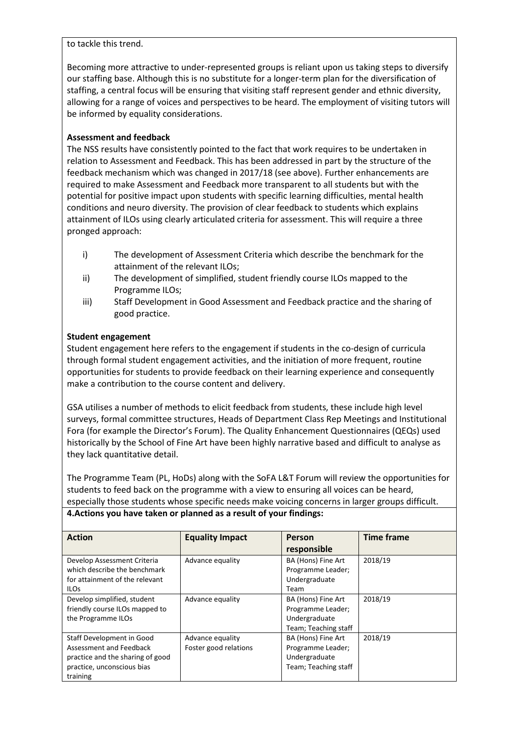to tackle this trend.

Becoming more attractive to under-represented groups is reliant upon us taking steps to diversify our staffing base. Although this is no substitute for a longer-term plan for the diversification of staffing, a central focus will be ensuring that visiting staff represent gender and ethnic diversity, allowing for a range of voices and perspectives to be heard. The employment of visiting tutors will be informed by equality considerations.

**Assessment and feedback**

The NSS results have consistently pointed to the fact that work requires to be undertaken in relation to Assessment and Feedback. This has been addressed in part by the structure of the feedback mechanism which was changed in 2017/18 (see above). Further enhancements are required to make Assessment and Feedback more transparent to all students but with the potential for positive impact upon students with specific learning difficulties, mental health conditions and neuro diversity. The provision of clear feedback to students which explains attainment of ILOs using clearly articulated criteria for assessment. This will require a three pronged approach:

i) The development of Assessment Criteria which describe the benchmark for the attainment of the relevant ILOs;
ii) The development of simplified, student friendly course ILOs mapped to the Programme ILOs;
iii) Staff Development in Good Assessment and Feedback practice and the sharing of good practice.

**Student engagement**

Student engagement here refers to the engagement if students in the co-design of curricula through formal student engagement activities, and the initiation of more frequent, routine opportunities for students to provide feedback on their learning experience and consequently make a contribution to the course content and delivery.

GSA utilises a number of methods to elicit feedback from students, these include high level surveys, formal committee structures, Heads of Department Class Rep Meetings and Institutional Fora (for example the Director's Forum). The Quality Enhancement Questionnaires (QEQs) used historically by the School of Fine Art have been highly narrative based and difficult to analyse as they lack quantitative detail.

The Programme Team (PL, HoDs) along with the SoFA L&T Forum will review the opportunities for students to feed back on the programme with a view to ensuring all voices can be heard, especially those students whose specific needs make voicing concerns in larger groups difficult.

**4.Actions you have taken or planned as a result of your findings:**

| Action | Equality Impact | Person responsible | Time frame |
|---|---|---|---|
| Develop Assessment Criteria which describe the benchmark for attainment of the relevant ILOs | Advance equality | BA (Hons) Fine Art Programme Leader; Undergraduate Team | 2018/19 |
| Develop simplified, student friendly course ILOs mapped to the Programme ILOs | Advance equality | BA (Hons) Fine Art Programme Leader; Undergraduate Team; Teaching staff | 2018/19 |
| Staff Development in Good Assessment and Feedback practice and the sharing of good practice, unconscious bias training | Advance equality<br>Foster good relations | BA (Hons) Fine Art Programme Leader; Undergraduate Team; Teaching staff | 2018/19 |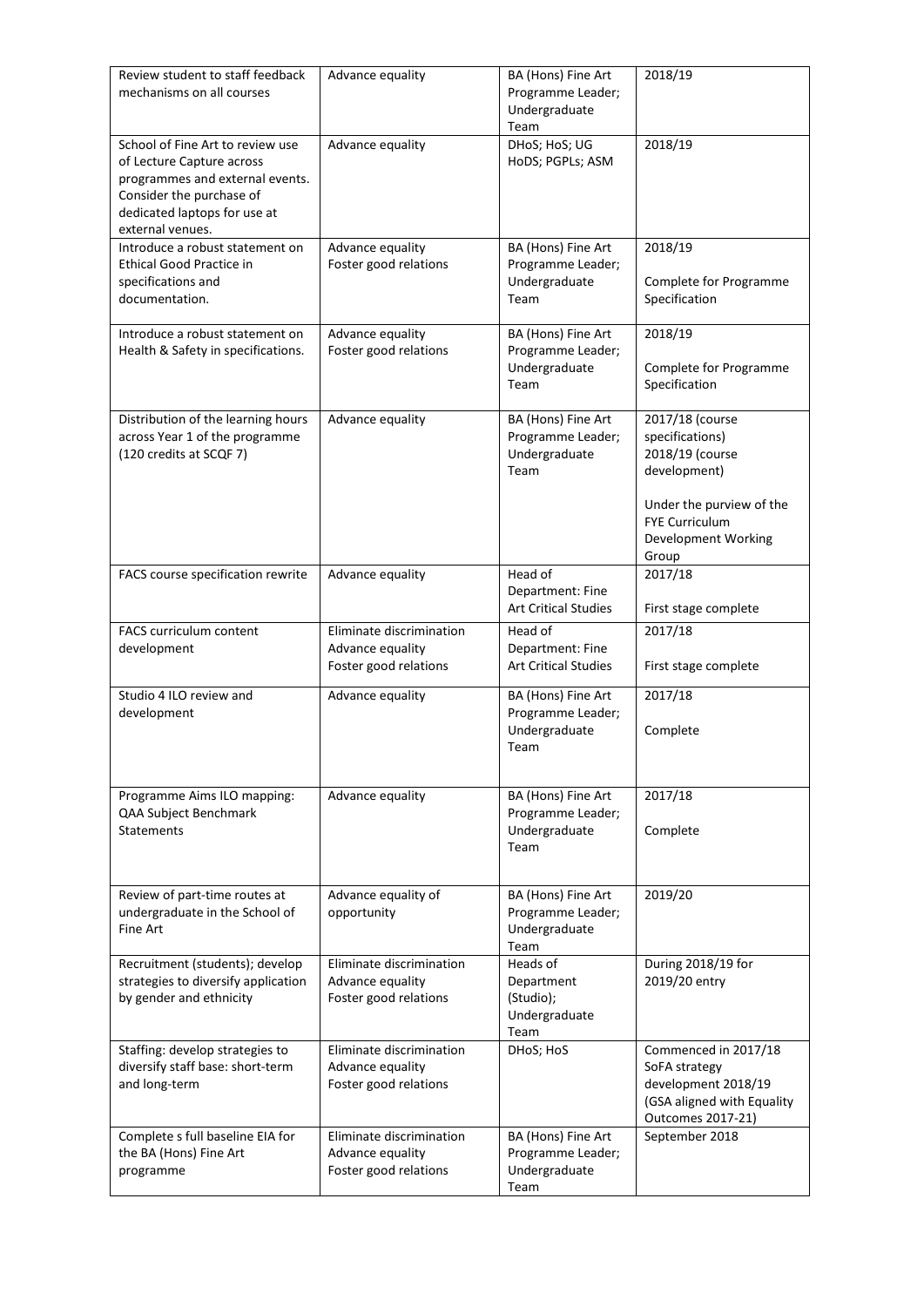| Review student to staff feedback mechanisms on all courses | Advance equality | BA (Hons) Fine Art Programme Leader; Undergraduate Team | 2018/19 |
|---|---|---|---|
| School of Fine Art to review use of Lecture Capture across programmes and external events. Consider the purchase of dedicated laptops for use at external venues. | Advance equality | DHoS; HoS; UG HoDS; PGPLs; ASM | 2018/19 |
| Introduce a robust statement on Ethical Good Practice in specifications and documentation. | Advance equality<br>Foster good relations | BA (Hons) Fine Art Programme Leader; Undergraduate Team | 2018/19<br><br>Complete for Programme Specification |
| Introduce a robust statement on Health & Safety in specifications. | Advance equality<br>Foster good relations | BA (Hons) Fine Art Programme Leader; Undergraduate Team | 2018/19<br><br>Complete for Programme Specification |
| Distribution of the learning hours across Year 1 of the programme (120 credits at SCQF 7) | Advance equality | BA (Hons) Fine Art Programme Leader; Undergraduate Team | 2017/18 (course specifications)<br>2018/19 (course development)<br><br>Under the purview of the FYE Curriculum Development Working Group |
| FACS course specification rewrite | Advance equality | Head of Department: Fine Art Critical Studies | 2017/18<br><br>First stage complete |
| FACS curriculum content development | Eliminate discrimination<br>Advance equality<br>Foster good relations | Head of Department: Fine Art Critical Studies | 2017/18<br><br>First stage complete |
| Studio 4 ILO review and development | Advance equality | BA (Hons) Fine Art Programme Leader; Undergraduate Team | 2017/18<br><br>Complete |
| Programme Aims ILO mapping: QAA Subject Benchmark Statements | Advance equality | BA (Hons) Fine Art Programme Leader; Undergraduate Team | 2017/18<br><br>Complete |
| Review of part-time routes at undergraduate in the School of Fine Art | Advance equality of opportunity | BA (Hons) Fine Art Programme Leader; Undergraduate Team | 2019/20 |
| Recruitment (students); develop strategies to diversify application by gender and ethnicity | Eliminate discrimination<br>Advance equality<br>Foster good relations | Heads of Department (Studio); Undergraduate Team | During 2018/19 for 2019/20 entry |
| Staffing: develop strategies to diversify staff base: short-term and long-term | Eliminate discrimination<br>Advance equality<br>Foster good relations | DHoS; HoS | Commenced in 2017/18<br>SoFA strategy development 2018/19 (GSA aligned with Equality Outcomes 2017-21) |
| Complete s full baseline EIA for the BA (Hons) Fine Art programme | Eliminate discrimination<br>Advance equality<br>Foster good relations | BA (Hons) Fine Art Programme Leader; Undergraduate Team | September 2018 |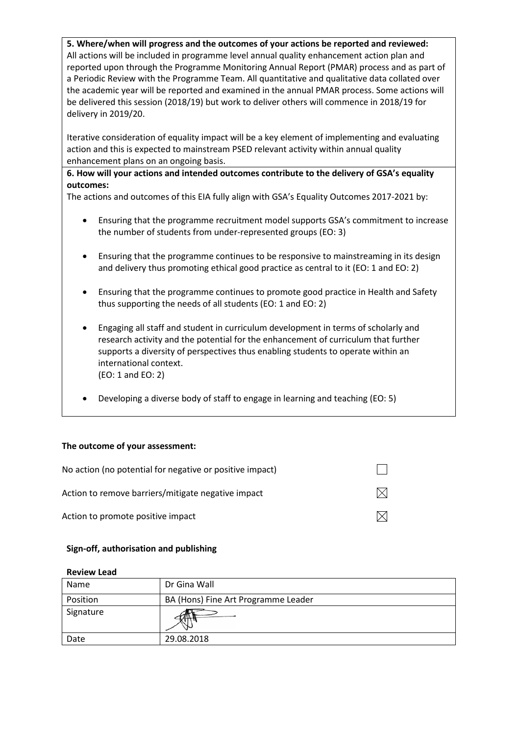**5. Where/when will progress and the outcomes of your actions be reported and reviewed:**
All actions will be included in programme level annual quality enhancement action plan and reported upon through the Programme Monitoring Annual Report (PMAR) process and as part of a Periodic Review with the Programme Team. All quantitative and qualitative data collated over the academic year will be reported and examined in the annual PMAR process. Some actions will be delivered this session (2018/19) but work to deliver others will commence in 2018/19 for delivery in 2019/20.

Iterative consideration of equality impact will be a key element of implementing and evaluating action and this is expected to mainstream PSED relevant activity within annual quality enhancement plans on an ongoing basis.

**6. How will your actions and intended outcomes contribute to the delivery of GSA's equality outcomes:**
The actions and outcomes of this EIA fully align with GSA's Equality Outcomes 2017-2021 by:

- Ensuring that the programme recruitment model supports GSA's commitment to increase the number of students from under-represented groups (EO: 3)
- Ensuring that the programme continues to be responsive to mainstreaming in its design and delivery thus promoting ethical good practice as central to it (EO: 1 and EO: 2)
- Ensuring that the programme continues to promote good practice in Health and Safety thus supporting the needs of all students (EO: 1 and EO: 2)
- Engaging all staff and student in curriculum development in terms of scholarly and research activity and the potential for the enhancement of curriculum that further supports a diversity of perspectives thus enabling students to operate within an international context.
  (EO: 1 and EO: 2)
- Developing a diverse body of staff to engage in learning and teaching (EO: 5)

**The outcome of your assessment:**

| | |
|---|---|
| No action (no potential for negative or positive impact) | ☐ |
| Action to remove barriers/mitigate negative impact | ☒ |
| Action to promote positive impact | ☒ |

**Sign-off, authorisation and publishing**

**Review Lead**

| | |
|---|---|
| Name | Dr Gina Wall |
| Position | BA (Hons) Fine Art Programme Leader |
| Signature | |
| Date | 29.08.2018 |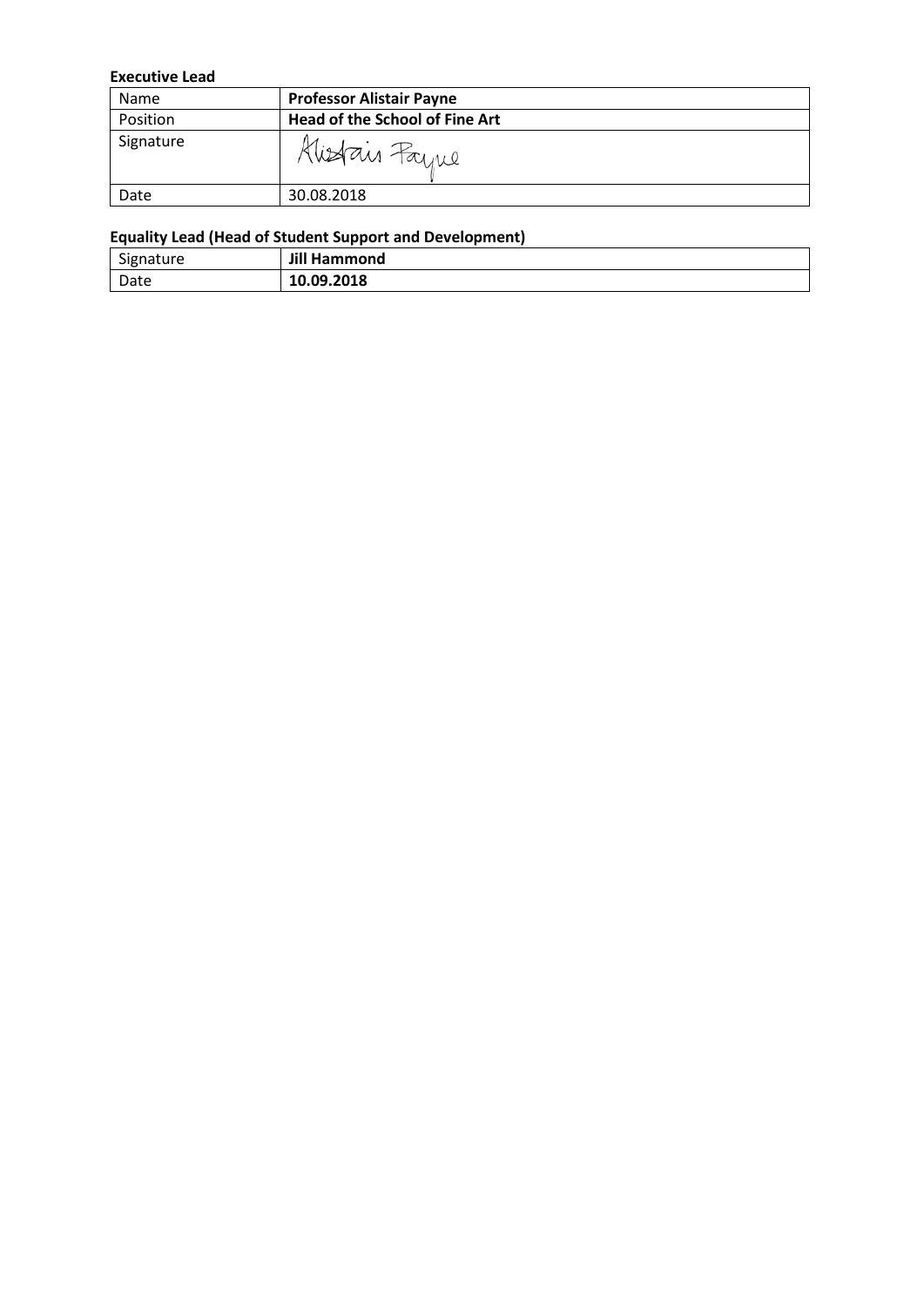**Executive Lead**

| | |
|---|---|
| Name | **Professor Alistair Payne** |
| Position | **Head of the School of Fine Art** |
| Signature | Alistair Payne |
| Date | 30.08.2018 |

**Equality Lead (Head of Student Support and Development)**

| | |
|---|---|
| Signature | **Jill Hammond** |
| Date | **10.09.2018** |